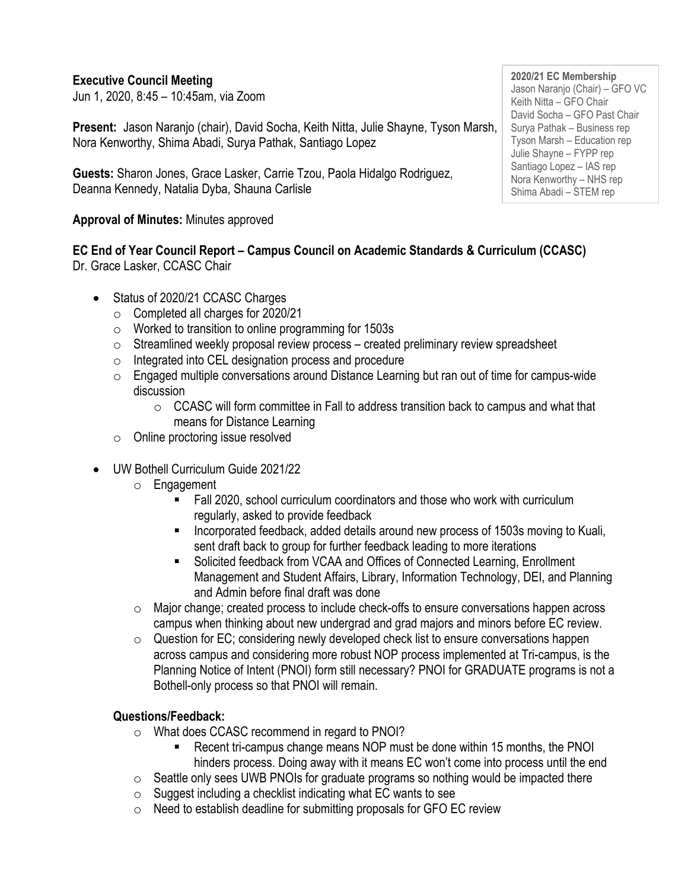**Executive Council Meeting**
Jun 1, 2020, 8:45 – 10:45am, via Zoom

**2020/21 EC Membership**
Jason Naranjo (Chair) – GFO VC
Keith Nitta – GFO Chair
David Socha – GFO Past Chair
Surya Pathak – Business rep
Tyson Marsh – Education rep
Julie Shayne – FYPP rep
Santiago Lopez – IAS rep
Nora Kenworthy – NHS rep
Shima Abadi – STEM rep

**Present:** Jason Naranjo (chair), David Socha, Keith Nitta, Julie Shayne, Tyson Marsh, Nora Kenworthy, Shima Abadi, Surya Pathak, Santiago Lopez

**Guests:** Sharon Jones, Grace Lasker, Carrie Tzou, Paola Hidalgo Rodriguez, Deanna Kennedy, Natalia Dyba, Shauna Carlisle

**Approval of Minutes:** Minutes approved

**EC End of Year Council Report – Campus Council on Academic Standards & Curriculum (CCASC)**
Dr. Grace Lasker, CCASC Chair

- Status of 2020/21 CCASC Charges
  - Completed all charges for 2020/21
  - Worked to transition to online programming for 1503s
  - Streamlined weekly proposal review process – created preliminary review spreadsheet
  - Integrated into CEL designation process and procedure
  - Engaged multiple conversations around Distance Learning but ran out of time for campus-wide discussion
    - CCASC will form committee in Fall to address transition back to campus and what that means for Distance Learning
  - Online proctoring issue resolved
- UW Bothell Curriculum Guide 2021/22
  - Engagement
    - Fall 2020, school curriculum coordinators and those who work with curriculum regularly, asked to provide feedback
    - Incorporated feedback, added details around new process of 1503s moving to Kuali, sent draft back to group for further feedback leading to more iterations
    - Solicited feedback from VCAA and Offices of Connected Learning, Enrollment Management and Student Affairs, Library, Information Technology, DEI, and Planning and Admin before final draft was done
  - Major change; created process to include check-offs to ensure conversations happen across campus when thinking about new undergrad and grad majors and minors before EC review.
  - Question for EC; considering newly developed check list to ensure conversations happen across campus and considering more robust NOP process implemented at Tri-campus, is the Planning Notice of Intent (PNOI) form still necessary? PNOI for GRADUATE programs is not a Bothell-only process so that PNOI will remain.

**Questions/Feedback:**

- What does CCASC recommend in regard to PNOI?
  - Recent tri-campus change means NOP must be done within 15 months, the PNOI hinders process. Doing away with it means EC won't come into process until the end
- Seattle only sees UWB PNOIs for graduate programs so nothing would be impacted there
- Suggest including a checklist indicating what EC wants to see
- Need to establish deadline for submitting proposals for GFO EC review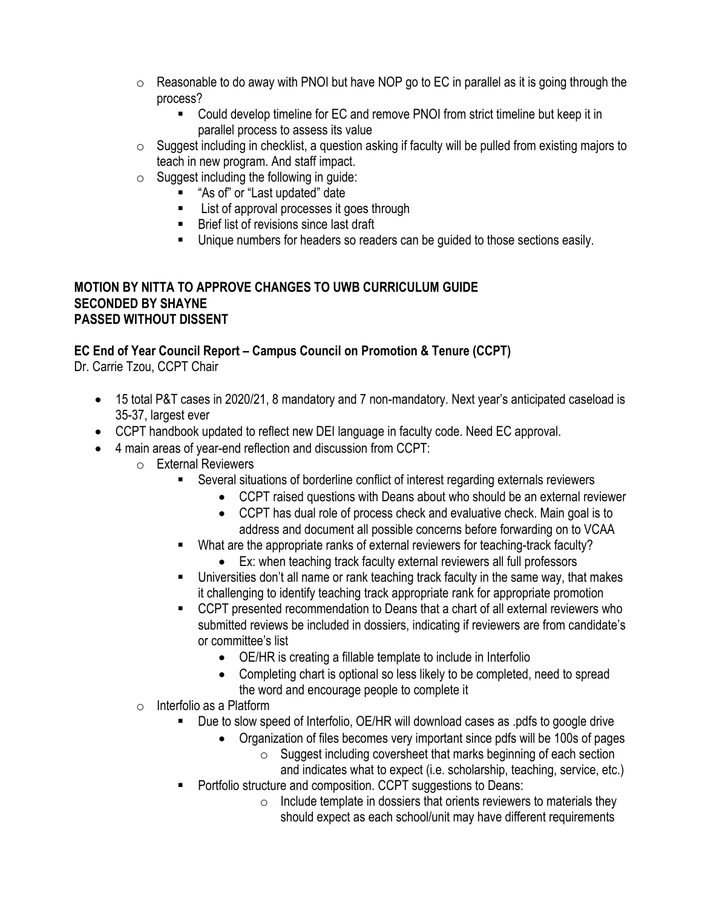- Reasonable to do away with PNOI but have NOP go to EC in parallel as it is going through the process?
  - Could develop timeline for EC and remove PNOI from strict timeline but keep it in parallel process to assess its value
- Suggest including in checklist, a question asking if faculty will be pulled from existing majors to teach in new program. And staff impact.
- Suggest including the following in guide:
  - "As of" or "Last updated" date
  - List of approval processes it goes through
  - Brief list of revisions since last draft
  - Unique numbers for headers so readers can be guided to those sections easily.

**MOTION BY NITTA TO APPROVE CHANGES TO UWB CURRICULUM GUIDE**
**SECONDED BY SHAYNE**
**PASSED WITHOUT DISSENT**

**EC End of Year Council Report – Campus Council on Promotion & Tenure (CCPT)**

Dr. Carrie Tzou, CCPT Chair

- 15 total P&T cases in 2020/21, 8 mandatory and 7 non-mandatory. Next year's anticipated caseload is 35-37, largest ever
- CCPT handbook updated to reflect new DEI language in faculty code. Need EC approval.
- 4 main areas of year-end reflection and discussion from CCPT:
  - External Reviewers
    - Several situations of borderline conflict of interest regarding externals reviewers
      - CCPT raised questions with Deans about who should be an external reviewer
      - CCPT has dual role of process check and evaluative check. Main goal is to address and document all possible concerns before forwarding on to VCAA
    - What are the appropriate ranks of external reviewers for teaching-track faculty?
      - Ex: when teaching track faculty external reviewers all full professors
    - Universities don't all name or rank teaching track faculty in the same way, that makes it challenging to identify teaching track appropriate rank for appropriate promotion
    - CCPT presented recommendation to Deans that a chart of all external reviewers who submitted reviews be included in dossiers, indicating if reviewers are from candidate's or committee's list
      - OE/HR is creating a fillable template to include in Interfolio
      - Completing chart is optional so less likely to be completed, need to spread the word and encourage people to complete it
  - Interfolio as a Platform
    - Due to slow speed of Interfolio, OE/HR will download cases as .pdfs to google drive
      - Organization of files becomes very important since pdfs will be 100s of pages
        - Suggest including coversheet that marks beginning of each section and indicates what to expect (i.e. scholarship, teaching, service, etc.)
    - Portfolio structure and composition. CCPT suggestions to Deans:
      - Include template in dossiers that orients reviewers to materials they should expect as each school/unit may have different requirements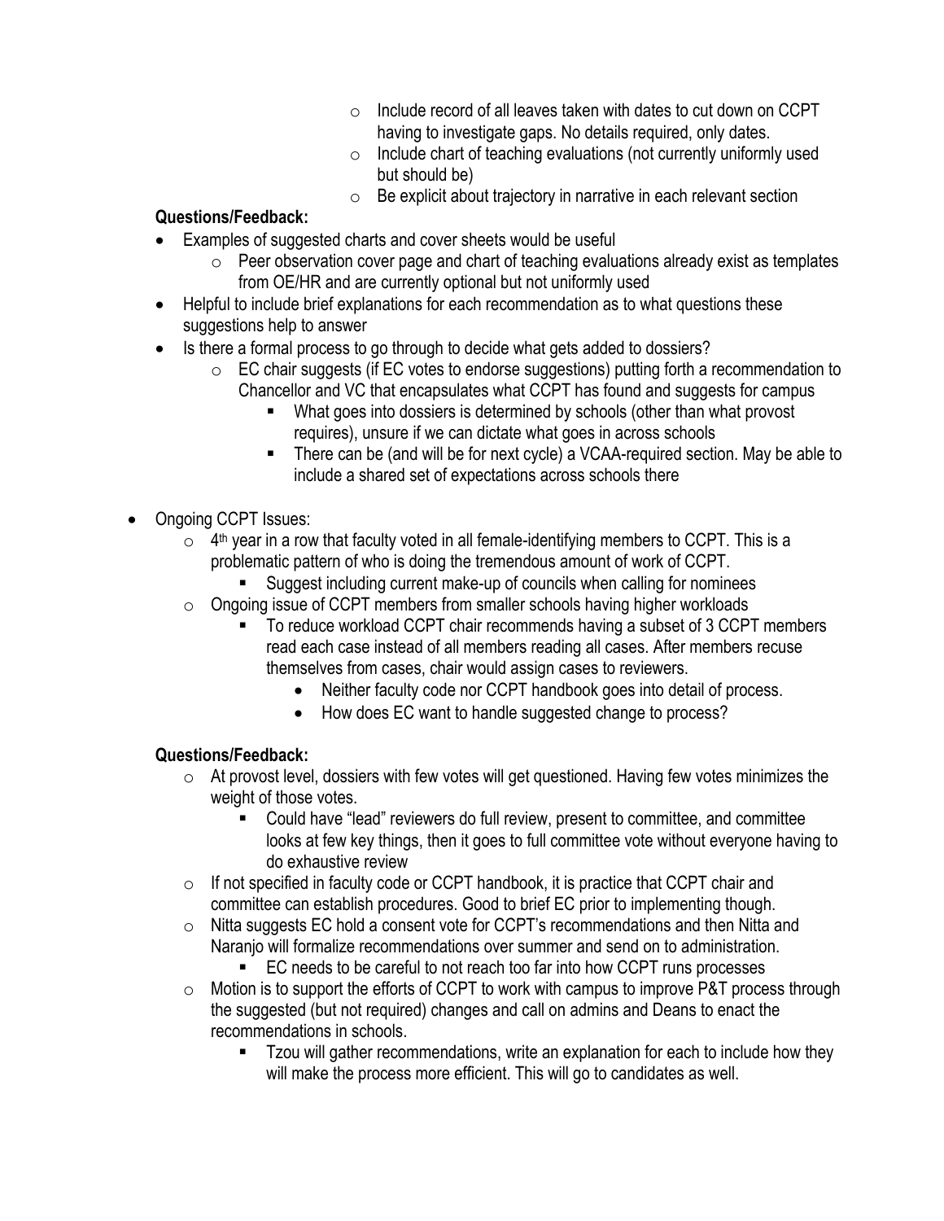- Include record of all leaves taken with dates to cut down on CCPT having to investigate gaps. No details required, only dates.
  - Include chart of teaching evaluations (not currently uniformly used but should be)
  - Be explicit about trajectory in narrative in each relevant section

**Questions/Feedback:**

- Examples of suggested charts and cover sheets would be useful
  - Peer observation cover page and chart of teaching evaluations already exist as templates from OE/HR and are currently optional but not uniformly used
- Helpful to include brief explanations for each recommendation as to what questions these suggestions help to answer
- Is there a formal process to go through to decide what gets added to dossiers?
  - EC chair suggests (if EC votes to endorse suggestions) putting forth a recommendation to Chancellor and VC that encapsulates what CCPT has found and suggests for campus
    - What goes into dossiers is determined by schools (other than what provost requires), unsure if we can dictate what goes in across schools
    - There can be (and will be for next cycle) a VCAA-required section. May be able to include a shared set of expectations across schools there

- Ongoing CCPT Issues:
  - 4th year in a row that faculty voted in all female-identifying members to CCPT. This is a problematic pattern of who is doing the tremendous amount of work of CCPT.
    - Suggest including current make-up of councils when calling for nominees
  - Ongoing issue of CCPT members from smaller schools having higher workloads
    - To reduce workload CCPT chair recommends having a subset of 3 CCPT members read each case instead of all members reading all cases. After members recuse themselves from cases, chair would assign cases to reviewers.
      - Neither faculty code nor CCPT handbook goes into detail of process.
      - How does EC want to handle suggested change to process?

**Questions/Feedback:**

- At provost level, dossiers with few votes will get questioned. Having few votes minimizes the weight of those votes.
  - Could have "lead" reviewers do full review, present to committee, and committee looks at few key things, then it goes to full committee vote without everyone having to do exhaustive review
- If not specified in faculty code or CCPT handbook, it is practice that CCPT chair and committee can establish procedures. Good to brief EC prior to implementing though.
- Nitta suggests EC hold a consent vote for CCPT's recommendations and then Nitta and Naranjo will formalize recommendations over summer and send on to administration.
  - EC needs to be careful to not reach too far into how CCPT runs processes
- Motion is to support the efforts of CCPT to work with campus to improve P&T process through the suggested (but not required) changes and call on admins and Deans to enact the recommendations in schools.
  - Tzou will gather recommendations, write an explanation for each to include how they will make the process more efficient. This will go to candidates as well.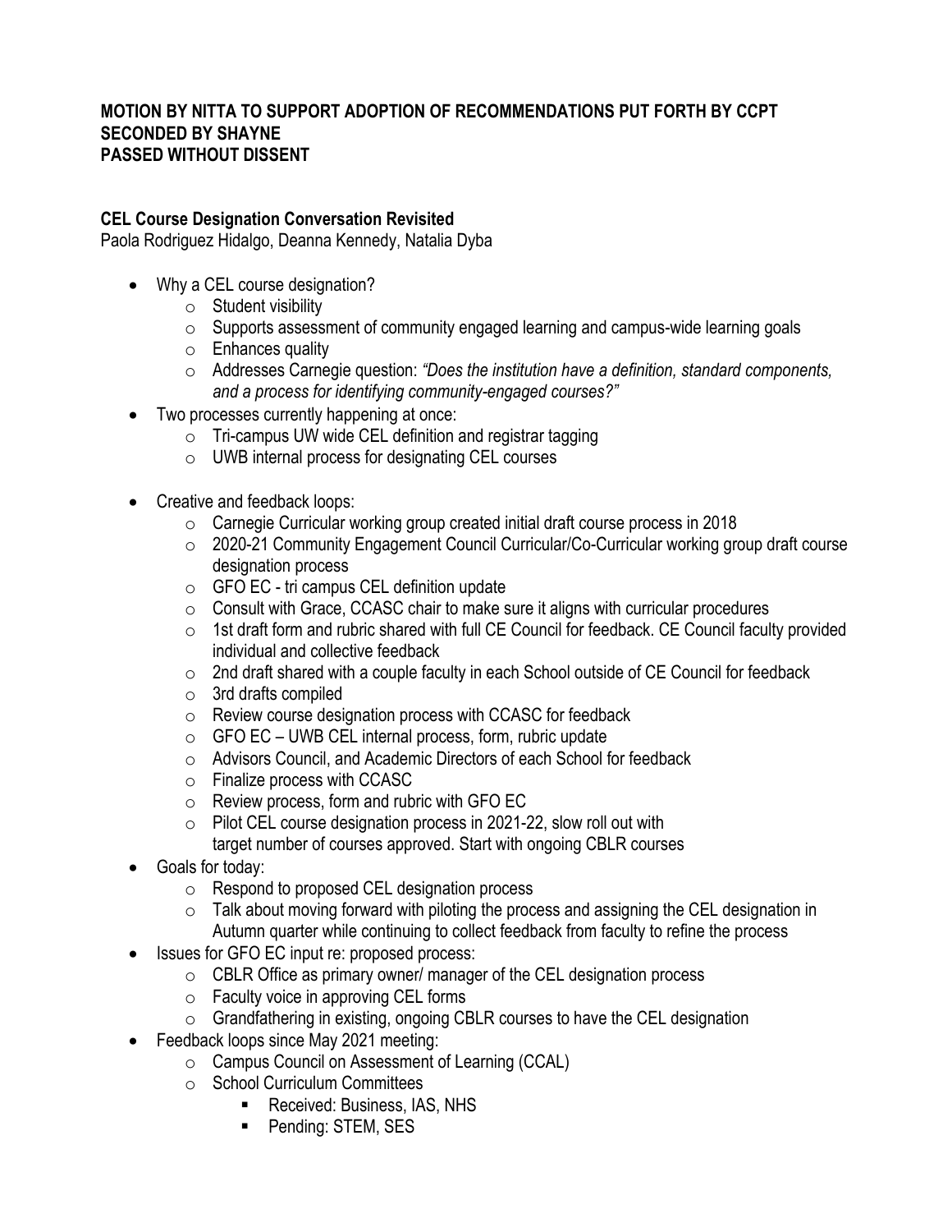**MOTION BY NITTA TO SUPPORT ADOPTION OF RECOMMENDATIONS PUT FORTH BY CCPT**
**SECONDED BY SHAYNE**
**PASSED WITHOUT DISSENT**

**CEL Course Designation Conversation Revisited**
Paola Rodriguez Hidalgo, Deanna Kennedy, Natalia Dyba

- Why a CEL course designation?
  - Student visibility
  - Supports assessment of community engaged learning and campus-wide learning goals
  - Enhances quality
  - Addresses Carnegie question: *"Does the institution have a definition, standard components, and a process for identifying community-engaged courses?"*
- Two processes currently happening at once:
  - Tri-campus UW wide CEL definition and registrar tagging
  - UWB internal process for designating CEL courses
- Creative and feedback loops:
  - Carnegie Curricular working group created initial draft course process in 2018
  - 2020-21 Community Engagement Council Curricular/Co-Curricular working group draft course designation process
  - GFO EC - tri campus CEL definition update
  - Consult with Grace, CCASC chair to make sure it aligns with curricular procedures
  - 1st draft form and rubric shared with full CE Council for feedback. CE Council faculty provided individual and collective feedback
  - 2nd draft shared with a couple faculty in each School outside of CE Council for feedback
  - 3rd drafts compiled
  - Review course designation process with CCASC for feedback
  - GFO EC – UWB CEL internal process, form, rubric update
  - Advisors Council, and Academic Directors of each School for feedback
  - Finalize process with CCASC
  - Review process, form and rubric with GFO EC
  - Pilot CEL course designation process in 2021-22, slow roll out with target number of courses approved. Start with ongoing CBLR courses
- Goals for today:
  - Respond to proposed CEL designation process
  - Talk about moving forward with piloting the process and assigning the CEL designation in Autumn quarter while continuing to collect feedback from faculty to refine the process
- Issues for GFO EC input re: proposed process:
  - CBLR Office as primary owner/ manager of the CEL designation process
  - Faculty voice in approving CEL forms
  - Grandfathering in existing, ongoing CBLR courses to have the CEL designation
- Feedback loops since May 2021 meeting:
  - Campus Council on Assessment of Learning (CCAL)
  - School Curriculum Committees
    - Received: Business, IAS, NHS
    - Pending: STEM, SES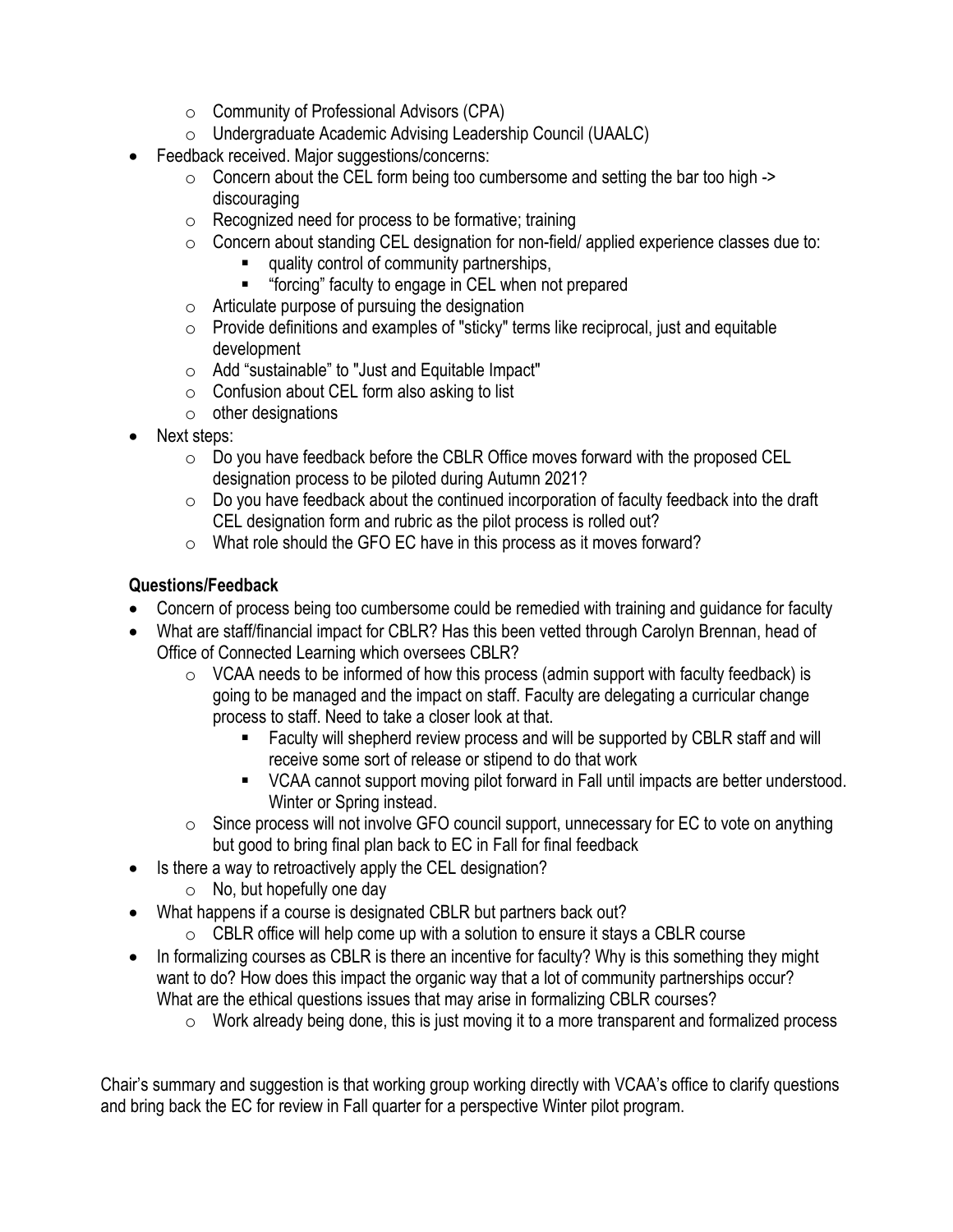- Community of Professional Advisors (CPA)
   - Undergraduate Academic Advising Leadership Council (UAALC)
- Feedback received. Major suggestions/concerns:
   - Concern about the CEL form being too cumbersome and setting the bar too high -> discouraging
   - Recognized need for process to be formative; training
   - Concern about standing CEL designation for non-field/ applied experience classes due to:
      - quality control of community partnerships,
      - "forcing" faculty to engage in CEL when not prepared
   - Articulate purpose of pursuing the designation
   - Provide definitions and examples of "sticky" terms like reciprocal, just and equitable development
   - Add "sustainable" to "Just and Equitable Impact"
   - Confusion about CEL form also asking to list
   - other designations
- Next steps:
   - Do you have feedback before the CBLR Office moves forward with the proposed CEL designation process to be piloted during Autumn 2021?
   - Do you have feedback about the continued incorporation of faculty feedback into the draft CEL designation form and rubric as the pilot process is rolled out?
   - What role should the GFO EC have in this process as it moves forward?

**Questions/Feedback**

- Concern of process being too cumbersome could be remedied with training and guidance for faculty
- What are staff/financial impact for CBLR? Has this been vetted through Carolyn Brennan, head of Office of Connected Learning which oversees CBLR?
   - VCAA needs to be informed of how this process (admin support with faculty feedback) is going to be managed and the impact on staff. Faculty are delegating a curricular change process to staff. Need to take a closer look at that.
      - Faculty will shepherd review process and will be supported by CBLR staff and will receive some sort of release or stipend to do that work
      - VCAA cannot support moving pilot forward in Fall until impacts are better understood. Winter or Spring instead.
   - Since process will not involve GFO council support, unnecessary for EC to vote on anything but good to bring final plan back to EC in Fall for final feedback
- Is there a way to retroactively apply the CEL designation?
   - No, but hopefully one day
- What happens if a course is designated CBLR but partners back out?
   - CBLR office will help come up with a solution to ensure it stays a CBLR course
- In formalizing courses as CBLR is there an incentive for faculty? Why is this something they might want to do? How does this impact the organic way that a lot of community partnerships occur? What are the ethical questions issues that may arise in formalizing CBLR courses?
   - Work already being done, this is just moving it to a more transparent and formalized process

Chair's summary and suggestion is that working group working directly with VCAA's office to clarify questions and bring back the EC for review in Fall quarter for a perspective Winter pilot program.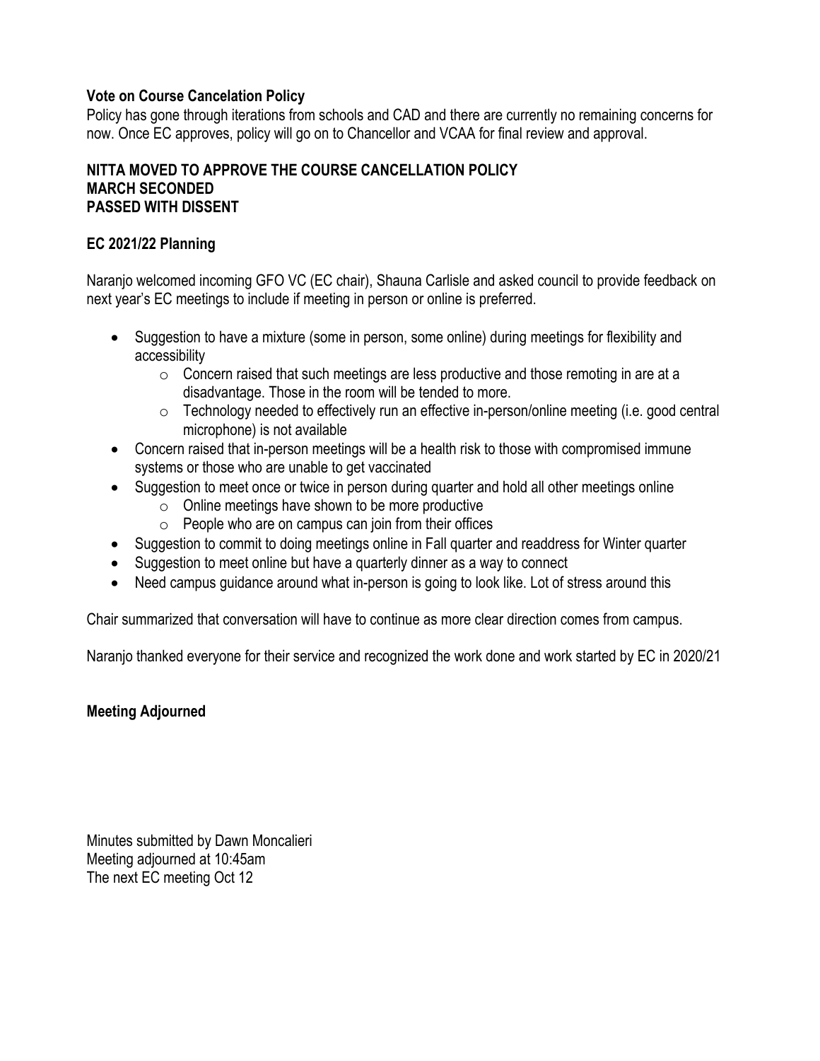**Vote on Course Cancelation Policy**

Policy has gone through iterations from schools and CAD and there are currently no remaining concerns for now. Once EC approves, policy will go on to Chancellor and VCAA for final review and approval.

**NITTA MOVED TO APPROVE THE COURSE CANCELLATION POLICY**
**MARCH SECONDED**
**PASSED WITH DISSENT**

**EC 2021/22 Planning**

Naranjo welcomed incoming GFO VC (EC chair), Shauna Carlisle and asked council to provide feedback on next year's EC meetings to include if meeting in person or online is preferred.

- Suggestion to have a mixture (some in person, some online) during meetings for flexibility and accessibility
  - Concern raised that such meetings are less productive and those remoting in are at a disadvantage. Those in the room will be tended to more.
  - Technology needed to effectively run an effective in-person/online meeting (i.e. good central microphone) is not available
- Concern raised that in-person meetings will be a health risk to those with compromised immune systems or those who are unable to get vaccinated
- Suggestion to meet once or twice in person during quarter and hold all other meetings online
  - Online meetings have shown to be more productive
  - People who are on campus can join from their offices
- Suggestion to commit to doing meetings online in Fall quarter and readdress for Winter quarter
- Suggestion to meet online but have a quarterly dinner as a way to connect
- Need campus guidance around what in-person is going to look like. Lot of stress around this

Chair summarized that conversation will have to continue as more clear direction comes from campus.

Naranjo thanked everyone for their service and recognized the work done and work started by EC in 2020/21

**Meeting Adjourned**

Minutes submitted by Dawn Moncalieri
Meeting adjourned at 10:45am
The next EC meeting Oct 12